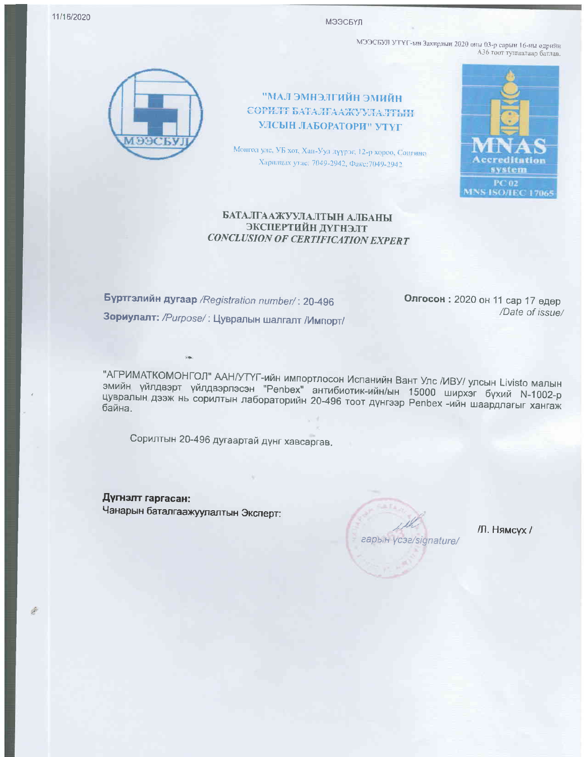МЭЭСБУЛ УТҮГ-ын Захирлын 2020 оны 03-р сарын 16-ны өдрийн А36 тоот тушаалаар батлав.

МЭЭСБУЛ

# "МАЛ ЭМНЭЛГИЙН ЭМИЙН СОРИЛТ БАТАЛГААЖУУЛАЛТЫН УЛСЫН ЛАБОРАТОРИ" УТҮГ

Монгол улс, УБ хот, Хан-Уул дүүрэг, 12-р хороо, Сонгино
Харилцах утас: 7049-2942, Факс:7049-2942

MNAS
Accreditation system
PC 02
MNS ISO/IEC 17065

## БАТАЛГААЖУУЛАЛТЫН АЛБАНЫ ЭКСПЕРТИЙН ДҮГНЭЛТ
## *CONCLUSION OF CERTIFICATION EXPERT*

**Бүртгэлийн дугаар** */Registration number/* : 20-496

**Олгосон :** 2020 он 11 сар 17 өдөр */Date of issue/*

**Зориулалт:** */Purpose/* : Цувралын шалгалт /Импорт/

"АГРИМАТКОМОНГОЛ" ААН/УТҮГ-ийн импортлосон Испанийн Вант Улс /ИВУ/ улсын Livisto малын эмийн үйлдвэрт үйлдвэрлэсэн "Penbex" антибиотик-ийн/ын 15000 ширхэг бүхий N-1002-р цувралын дээж нь сорилтын лабораторийн 20-496 тоот дүнгээр Penbex -ийн шаардлагыг хангаж байна.

Сорилтын 20-496 дугаартай дүнг хавсаргав.

**Дүгнэлт гаргасан:**
Чанарын баталгаажуулалтын Эксперт:

гарын үсэг/signature/

/Л. Нямсүх /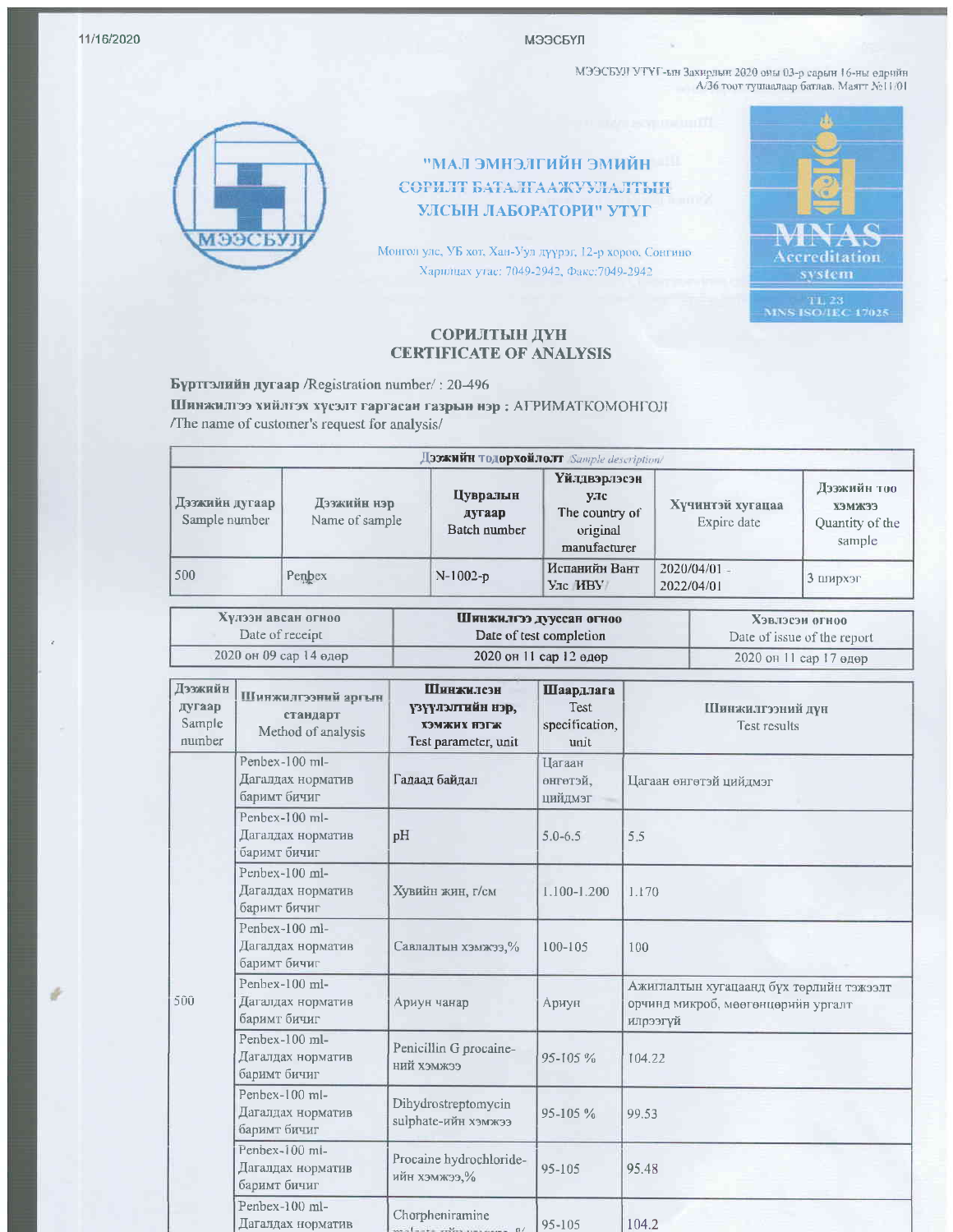МЭЭСБУЛ УТҮГ-ын Захирлын 2020 оны 03-р сарын 16-ны өдрийн А/36 тоот тушаалаар батлав. Маягт №11/01

# "МАЛ ЭМНЭЛГИЙН ЭМИЙН СОРИЛТ БАТАЛГААЖУУЛАЛТЫН УЛСЫН ЛАБОРАТОРИ" УТҮГ

Монгол улс, УБ хот, Хан-Уул дүүрэг, 12-р хороо, Сонгино
Харилцах утас: 7049-2942, Факс:7049-2942

MNAS Accreditation system
TL 23
MNS ISO/IEC 17025

## СОРИЛТЫН ДҮН
## CERTIFICATE OF ANALYSIS

**Бүртгэлийн дугаар** /Registration number/ : 20-496

**Шинжилгээ хийлгэх хүсэлт гаргасан газрын нэр :** АГРИМАТКОМОНГОЛ
/The name of customer's request for analysis/

| Дээжийн тодорхойлолт /Sample description/ | | | | | |
|---|---|---|---|---|---|
| Дээжийн дугаар Sample number | Дээжийн нэр Name of sample | Цувралын дугаар Batch number | Үйлдвэрлэсэн улс The country of original manufacturer | Хүчинтэй хугацаа Expire date | Дээжийн тоо хэмжээ Quantity of the sample |
| 500 | Penbex | N-1002-p | Испанийн Вант Улс /ИВУ/ | 2020/04/01 - 2022/04/01 | 3 ширхэг |

| Хүлээн авсан огноо Date of receipt | Шинжилгээ дууссан огноо Date of test completion | Хэвлэсэн огноо Date of issue of the report |
|---|---|---|
| 2020 он 09 сар 14 өдөр | 2020 он 11 сар 12 өдөр | 2020 он 11 сар 17 өдөр |

| Дээжийн дугаар Sample number | Шинжилгээний арга, стандарт Method of analysis | Шинжилсэн үзүүлэлтийн нэр, хэмжих нэгж Test parameter, unit | Шаардлага Test specification, unit | Шинжилгээний дүн Test results |
|---|---|---|---|---|
| 500 | Penbex-100 ml-Дагалдах норматив баримт бичиг | Гадаад байдал | Цагаан өнгөтэй, цийдмэг | Цагаан өнгөтэй цийдмэг |
| | Penbex-100 ml-Дагалдах норматив баримт бичиг | pH | 5.0-6.5 | 5.5 |
| | Penbex-100 ml-Дагалдах норматив баримт бичиг | Хувийн жин, г/см | 1.100-1.200 | 1.170 |
| | Penbex-100 ml-Дагалдах норматив баримт бичиг | Савлалтын хэмжээ,% | 100-105 | 100 |
| | Penbex-100 ml-Дагалдах норматив баримт бичиг | Ариун чанар | Ариун | Ажиглалтын хугацаанд бүх төрлийн тэжээлт орчинд микроб, мөөгөнцөрийн ургалт илрээгүй |
| | Penbex-100 ml-Дагалдах норматив баримт бичиг | Penicillin G procaine-ний хэмжээ | 95-105 % | 104.22 |
| | Penbex-100 ml-Дагалдах норматив баримт бичиг | Dihydrostreptomycin sulphate-ийн хэмжээ | 95-105 % | 99.53 |
| | Penbex-100 ml-Дагалдах норматив баримт бичиг | Procaine hydrochloride-ийн хэмжээ,% | 95-105 | 95.48 |
| | Penbex-100 ml-Дагалдах норматив | Chorpheniramine maleate-ийн хэмжээ, % | 95-105 | 104.2 |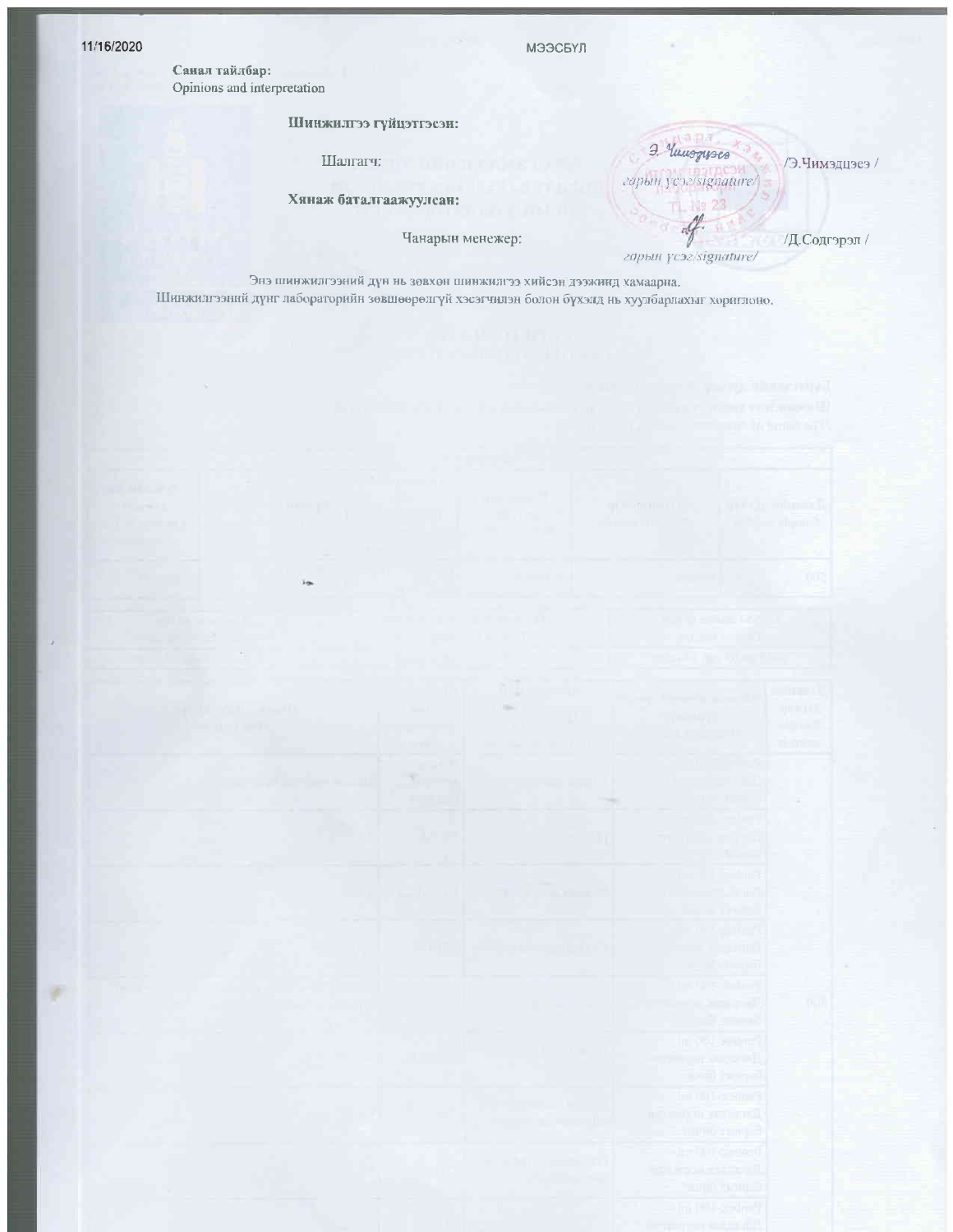**Санал тайлбар:**
Opinions and interpretation

**Шинжилгээ гүйцэтгэсэн:**

Шалгагч: Э. Чимэдцэеэ /Э.Чимэдцэеэ /
*гарын үсэг/signature/*

**Хянаж баталгаажуулсан:**

Чанарын менежер: /Д.Содгэрэл /
*гарын үсэг/signature/*

Энэ шинжилгээний дүн нь зөвхөн шинжилгээ хийсэн дээжинд хамаарна.
Шинжилгээний дүнг лабораторийн зөвшөөрөлгүй хэсэгчилэн болон бүхэлд нь хуулбарлахыг хориглоно.